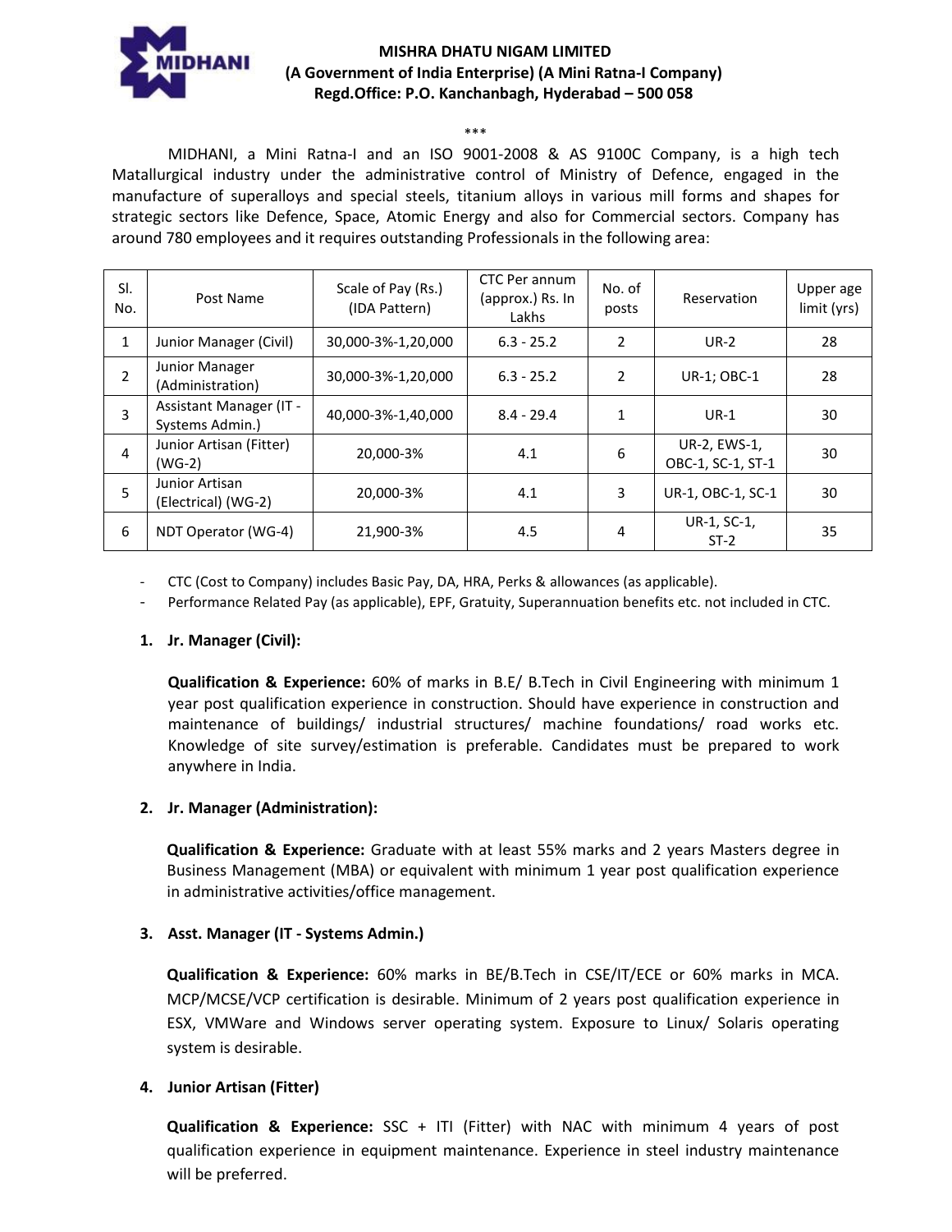# MISHRA DHATU NIGAM LIMITED
**(A Government of India Enterprise) (A Mini Ratna-I Company)**
**Regd.Office: P.O. Kanchanbagh, Hyderabad – 500 058**

\*\*\*

MIDHANI, a Mini Ratna-I and an ISO 9001-2008 & AS 9100C Company, is a high tech Matallurgical industry under the administrative control of Ministry of Defence, engaged in the manufacture of superalloys and special steels, titanium alloys in various mill forms and shapes for strategic sectors like Defence, Space, Atomic Energy and also for Commercial sectors. Company has around 780 employees and it requires outstanding Professionals in the following area:

| Sl. No. | Post Name | Scale of Pay (Rs.) (IDA Pattern) | CTC Per annum (approx.) Rs. In Lakhs | No. of posts | Reservation | Upper age limit (yrs) |
|---|---|---|---|---|---|---|
| 1 | Junior Manager (Civil) | 30,000-3%-1,20,000 | 6.3 - 25.2 | 2 | UR-2 | 28 |
| 2 | Junior Manager (Administration) | 30,000-3%-1,20,000 | 6.3 - 25.2 | 2 | UR-1; OBC-1 | 28 |
| 3 | Assistant Manager (IT - Systems Admin.) | 40,000-3%-1,40,000 | 8.4 - 29.4 | 1 | UR-1 | 30 |
| 4 | Junior Artisan (Fitter) (WG-2) | 20,000-3% | 4.1 | 6 | UR-2, EWS-1, OBC-1, SC-1, ST-1 | 30 |
| 5 | Junior Artisan (Electrical) (WG-2) | 20,000-3% | 4.1 | 3 | UR-1, OBC-1, SC-1 | 30 |
| 6 | NDT Operator (WG-4) | 21,900-3% | 4.5 | 4 | UR-1, SC-1, ST-2 | 35 |

- CTC (Cost to Company) includes Basic Pay, DA, HRA, Perks & allowances (as applicable).
- Performance Related Pay (as applicable), EPF, Gratuity, Superannuation benefits etc. not included in CTC.

1. **Jr. Manager (Civil):**

   **Qualification & Experience:** 60% of marks in B.E/ B.Tech in Civil Engineering with minimum 1 year post qualification experience in construction. Should have experience in construction and maintenance of buildings/ industrial structures/ machine foundations/ road works etc. Knowledge of site survey/estimation is preferable. Candidates must be prepared to work anywhere in India.

2. **Jr. Manager (Administration):**

   **Qualification & Experience:** Graduate with at least 55% marks and 2 years Masters degree in Business Management (MBA) or equivalent with minimum 1 year post qualification experience in administrative activities/office management.

3. **Asst. Manager (IT - Systems Admin.)**

   **Qualification & Experience:** 60% marks in BE/B.Tech in CSE/IT/ECE or 60% marks in MCA. MCP/MCSE/VCP certification is desirable. Minimum of 2 years post qualification experience in ESX, VMWare and Windows server operating system. Exposure to Linux/ Solaris operating system is desirable.

4. **Junior Artisan (Fitter)**

   **Qualification & Experience:** SSC + ITI (Fitter) with NAC with minimum 4 years of post qualification experience in equipment maintenance. Experience in steel industry maintenance will be preferred.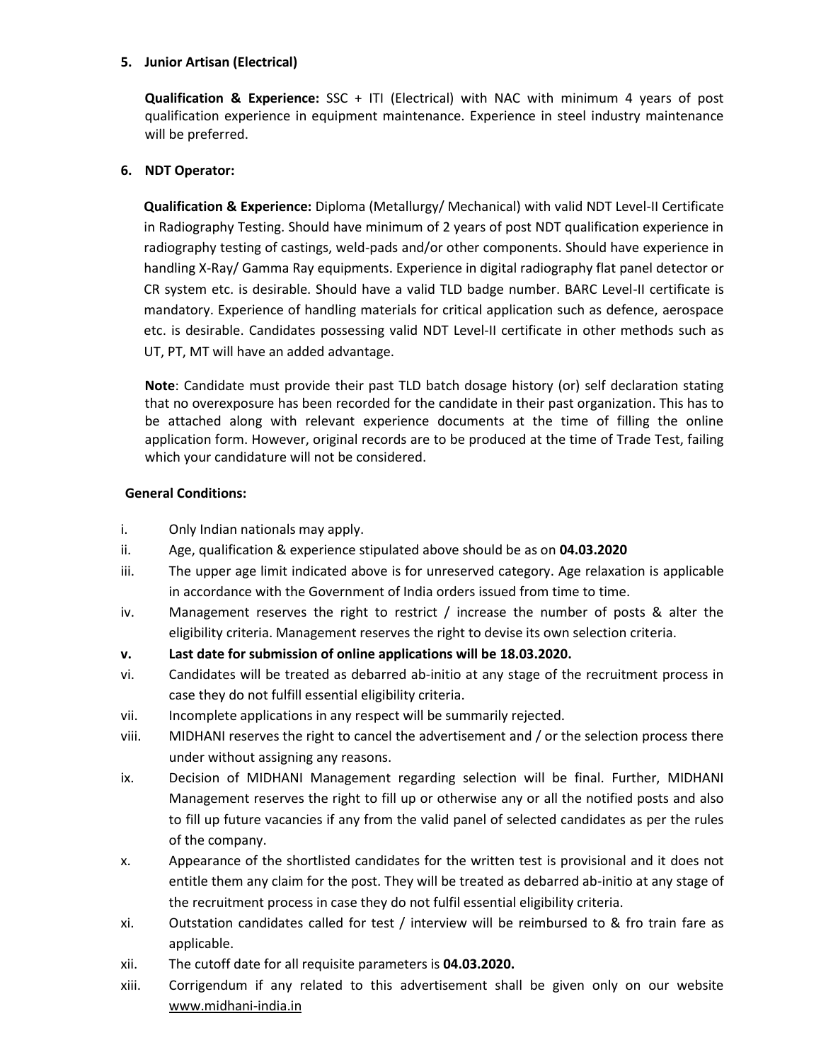**5. Junior Artisan (Electrical)**

**Qualification & Experience:** SSC + ITI (Electrical) with NAC with minimum 4 years of post qualification experience in equipment maintenance. Experience in steel industry maintenance will be preferred.

**6. NDT Operator:**

**Qualification & Experience:** Diploma (Metallurgy/ Mechanical) with valid NDT Level-II Certificate in Radiography Testing. Should have minimum of 2 years of post NDT qualification experience in radiography testing of castings, weld-pads and/or other components. Should have experience in handling X-Ray/ Gamma Ray equipments. Experience in digital radiography flat panel detector or CR system etc. is desirable. Should have a valid TLD badge number. BARC Level-II certificate is mandatory. Experience of handling materials for critical application such as defence, aerospace etc. is desirable. Candidates possessing valid NDT Level-II certificate in other methods such as UT, PT, MT will have an added advantage.

**Note**: Candidate must provide their past TLD batch dosage history (or) self declaration stating that no overexposure has been recorded for the candidate in their past organization. This has to be attached along with relevant experience documents at the time of filling the online application form. However, original records are to be produced at the time of Trade Test, failing which your candidature will not be considered.

**General Conditions:**

i. Only Indian nationals may apply.

ii. Age, qualification & experience stipulated above should be as on **04.03.2020**

iii. The upper age limit indicated above is for unreserved category. Age relaxation is applicable in accordance with the Government of India orders issued from time to time.

iv. Management reserves the right to restrict / increase the number of posts & alter the eligibility criteria. Management reserves the right to devise its own selection criteria.

**v. Last date for submission of online applications will be 18.03.2020.**

vi. Candidates will be treated as debarred ab-initio at any stage of the recruitment process in case they do not fulfill essential eligibility criteria.

vii. Incomplete applications in any respect will be summarily rejected.

viii. MIDHANI reserves the right to cancel the advertisement and / or the selection process there under without assigning any reasons.

ix. Decision of MIDHANI Management regarding selection will be final. Further, MIDHANI Management reserves the right to fill up or otherwise any or all the notified posts and also to fill up future vacancies if any from the valid panel of selected candidates as per the rules of the company.

x. Appearance of the shortlisted candidates for the written test is provisional and it does not entitle them any claim for the post. They will be treated as debarred ab-initio at any stage of the recruitment process in case they do not fulfil essential eligibility criteria.

xi. Outstation candidates called for test / interview will be reimbursed to & fro train fare as applicable.

xii. The cutoff date for all requisite parameters is **04.03.2020.**

xiii. Corrigendum if any related to this advertisement shall be given only on our website www.midhani-india.in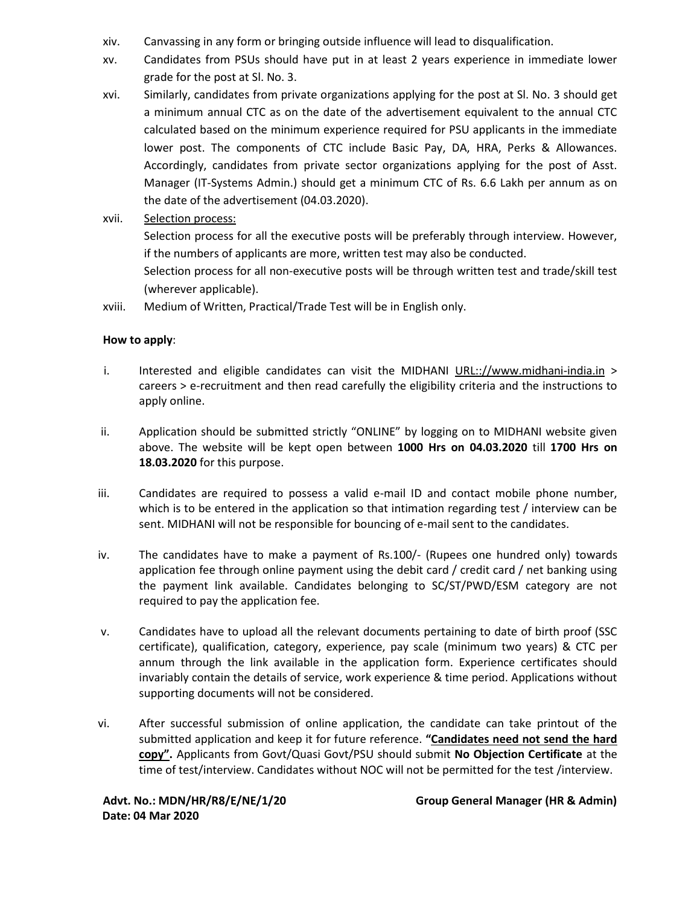xiv. Canvassing in any form or bringing outside influence will lead to disqualification.

xv. Candidates from PSUs should have put in at least 2 years experience in immediate lower grade for the post at Sl. No. 3.

xvi. Similarly, candidates from private organizations applying for the post at Sl. No. 3 should get a minimum annual CTC as on the date of the advertisement equivalent to the annual CTC calculated based on the minimum experience required for PSU applicants in the immediate lower post. The components of CTC include Basic Pay, DA, HRA, Perks & Allowances. Accordingly, candidates from private sector organizations applying for the post of Asst. Manager (IT-Systems Admin.) should get a minimum CTC of Rs. 6.6 Lakh per annum as on the date of the advertisement (04.03.2020).

xvii. <u>Selection process:</u>
Selection process for all the executive posts will be preferably through interview. However, if the numbers of applicants are more, written test may also be conducted.
Selection process for all non-executive posts will be through written test and trade/skill test (wherever applicable).

xviii. Medium of Written, Practical/Trade Test will be in English only.

**How to apply**:

i. Interested and eligible candidates can visit the MIDHANI URL::/www.midhani-india.in > careers > e-recruitment and then read carefully the eligibility criteria and the instructions to apply online.

ii. Application should be submitted strictly "ONLINE" by logging on to MIDHANI website given above. The website will be kept open between **1000 Hrs on 04.03.2020** till **1700 Hrs on 18.03.2020** for this purpose.

iii. Candidates are required to possess a valid e-mail ID and contact mobile phone number, which is to be entered in the application so that intimation regarding test / interview can be sent. MIDHANI will not be responsible for bouncing of e-mail sent to the candidates.

iv. The candidates have to make a payment of Rs.100/- (Rupees one hundred only) towards application fee through online payment using the debit card / credit card / net banking using the payment link available. Candidates belonging to SC/ST/PWD/ESM category are not required to pay the application fee.

v. Candidates have to upload all the relevant documents pertaining to date of birth proof (SSC certificate), qualification, category, experience, pay scale (minimum two years) & CTC per annum through the link available in the application form. Experience certificates should invariably contain the details of service, work experience & time period. Applications without supporting documents will not be considered.

vi. After successful submission of online application, the candidate can take printout of the submitted application and keep it for future reference. **"<u>Candidates need not send the hard copy</u>".** Applicants from Govt/Quasi Govt/PSU should submit **No Objection Certificate** at the time of test/interview. Candidates without NOC will not be permitted for the test /interview.

**Advt. No.: MDN/HR/R8/E/NE/1/20**
**Date: 04 Mar 2020**

**Group General Manager (HR & Admin)**